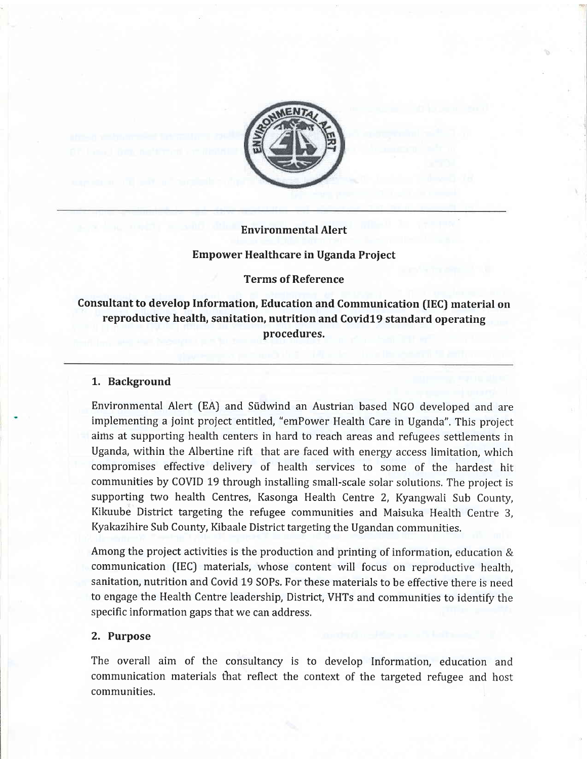**Environmental Alert**

**Empower Healthcare in Uganda Project**

**Terms of Reference**

# Consultant to develop Information, Education and Communication (IEC) material on reproductive health, sanitation, nutrition and Covid19 standard operating procedures.

## 1. Background

Environmental Alert (EA) and Südwind an Austrian based NGO developed and are implementing a joint project entitled, "emPower Health Care in Uganda". This project aims at supporting health centers in hard to reach areas and refugees settlements in Uganda, within the Albertine rift that are faced with energy access limitation, which compromises effective delivery of health services to some of the hardest hit communities by COVID 19 through installing small-scale solar solutions. The project is supporting two health Centres, Kasonga Health Centre 2, Kyangwali Sub County, Kikuube District targeting the refugee communities and Maisuka Health Centre 3, Kyakazihire Sub County, Kibaale District targeting the Ugandan communities.

Among the project activities is the production and printing of information, education & communication (IEC) materials, whose content will focus on reproductive health, sanitation, nutrition and Covid 19 SOPs. For these materials to be effective there is need to engage the Health Centre leadership, District, VHTs and communities to identify the specific information gaps that we can address.

## 2. Purpose

The overall aim of the consultancy is to develop Information, education and communication materials that reflect the context of the targeted refugee and host communities.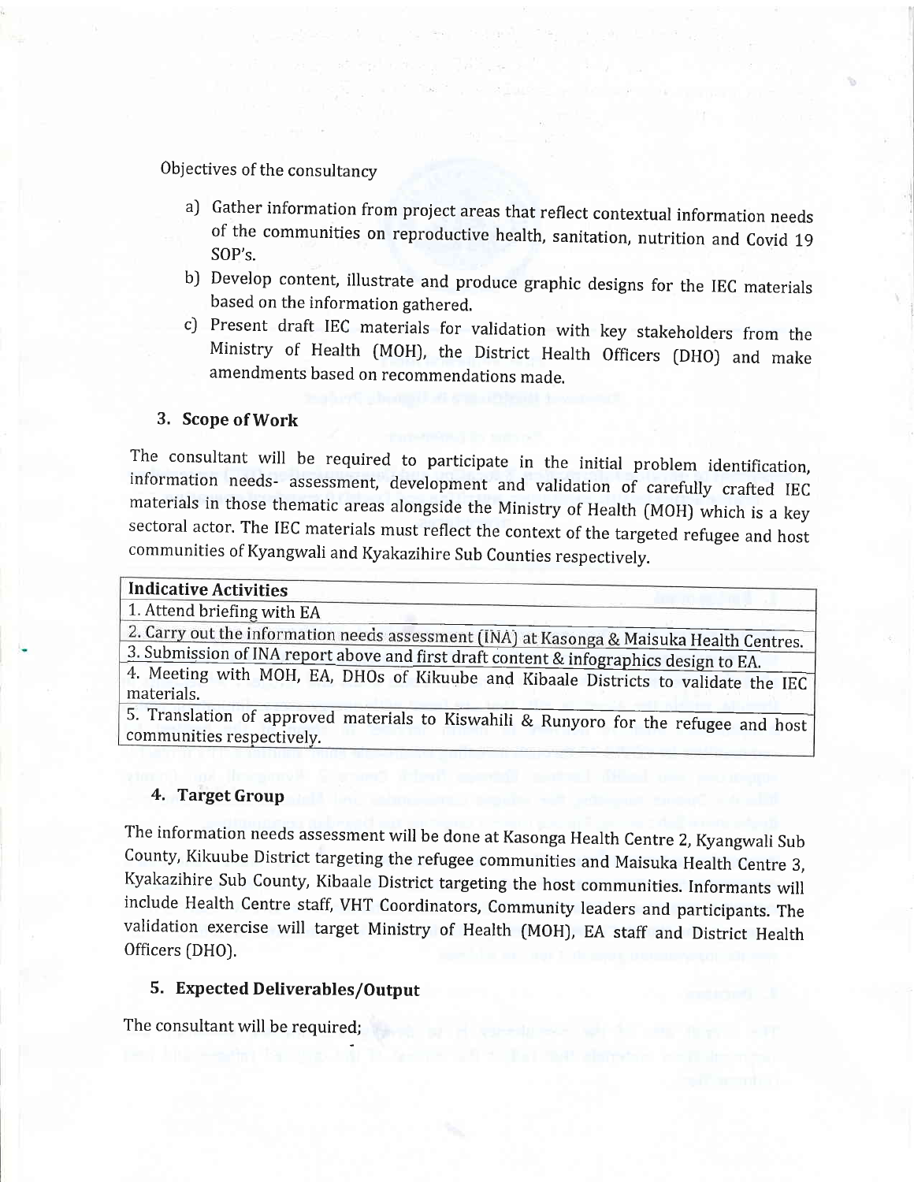Objectives of the consultancy

a) Gather information from project areas that reflect contextual information needs of the communities on reproductive health, sanitation, nutrition and Covid 19 SOP's.

b) Develop content, illustrate and produce graphic designs for the IEC materials based on the information gathered.

c) Present draft IEC materials for validation with key stakeholders from the Ministry of Health (MOH), the District Health Officers (DHO) and make amendments based on recommendations made.

## 3. Scope of Work

The consultant will be required to participate in the initial problem identification, information needs- assessment, development and validation of carefully crafted IEC materials in those thematic areas alongside the Ministry of Health (MOH) which is a key sectoral actor. The IEC materials must reflect the context of the targeted refugee and host communities of Kyangwali and Kyakazihire Sub Counties respectively.

| Indicative Activities |
|---|
| 1. Attend briefing with EA |
| 2. Carry out the information needs assessment (INA) at Kasonga & Maisuka Health Centres. |
| 3. Submission of INA report above and first draft content & infographics design to EA. |
| 4. Meeting with MOH, EA, DHOs of Kikuube and Kibaale Districts to validate the IEC materials. |
| 5. Translation of approved materials to Kiswahili & Runyoro for the refugee and host communities respectively. |

## 4. Target Group

The information needs assessment will be done at Kasonga Health Centre 2, Kyangwali Sub County, Kikuube District targeting the refugee communities and Maisuka Health Centre 3, Kyakazihire Sub County, Kibaale District targeting the host communities. Informants will include Health Centre staff, VHT Coordinators, Community leaders and participants. The validation exercise will target Ministry of Health (MOH), EA staff and District Health Officers (DHO).

## 5. Expected Deliverables/Output

The consultant will be required;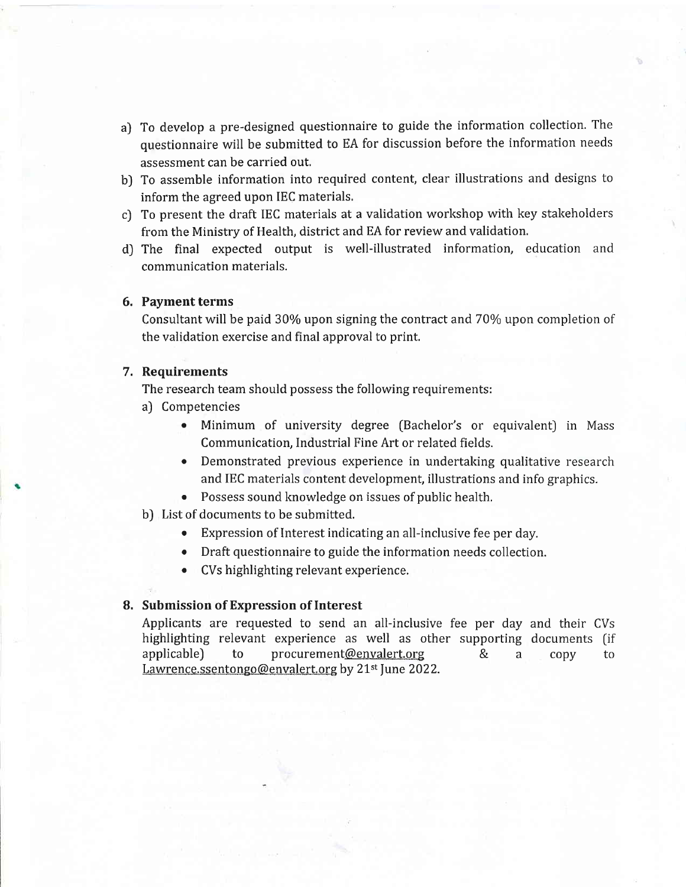a) To develop a pre-designed questionnaire to guide the information collection. The questionnaire will be submitted to EA for discussion before the information needs assessment can be carried out.
b) To assemble information into required content, clear illustrations and designs to inform the agreed upon IEC materials.
c) To present the draft IEC materials at a validation workshop with key stakeholders from the Ministry of Health, district and EA for review and validation.
d) The final expected output is well-illustrated information, education and communication materials.

## 6. Payment terms

Consultant will be paid 30% upon signing the contract and 70% upon completion of the validation exercise and final approval to print.

## 7. Requirements

The research team should possess the following requirements:

a) Competencies
   - Minimum of university degree (Bachelor's or equivalent) in Mass Communication, Industrial Fine Art or related fields.
   - Demonstrated previous experience in undertaking qualitative research and IEC materials content development, illustrations and info graphics.
   - Possess sound knowledge on issues of public health.

b) List of documents to be submitted.
   - Expression of Interest indicating an all-inclusive fee per day.
   - Draft questionnaire to guide the information needs collection.
   - CVs highlighting relevant experience.

## 8. Submission of Expression of Interest

Applicants are requested to send an all-inclusive fee per day and their CVs highlighting relevant experience as well as other supporting documents (if applicable) to procurement@envalert.org & a copy to Lawrence.ssentongo@envalert.org by 21st June 2022.